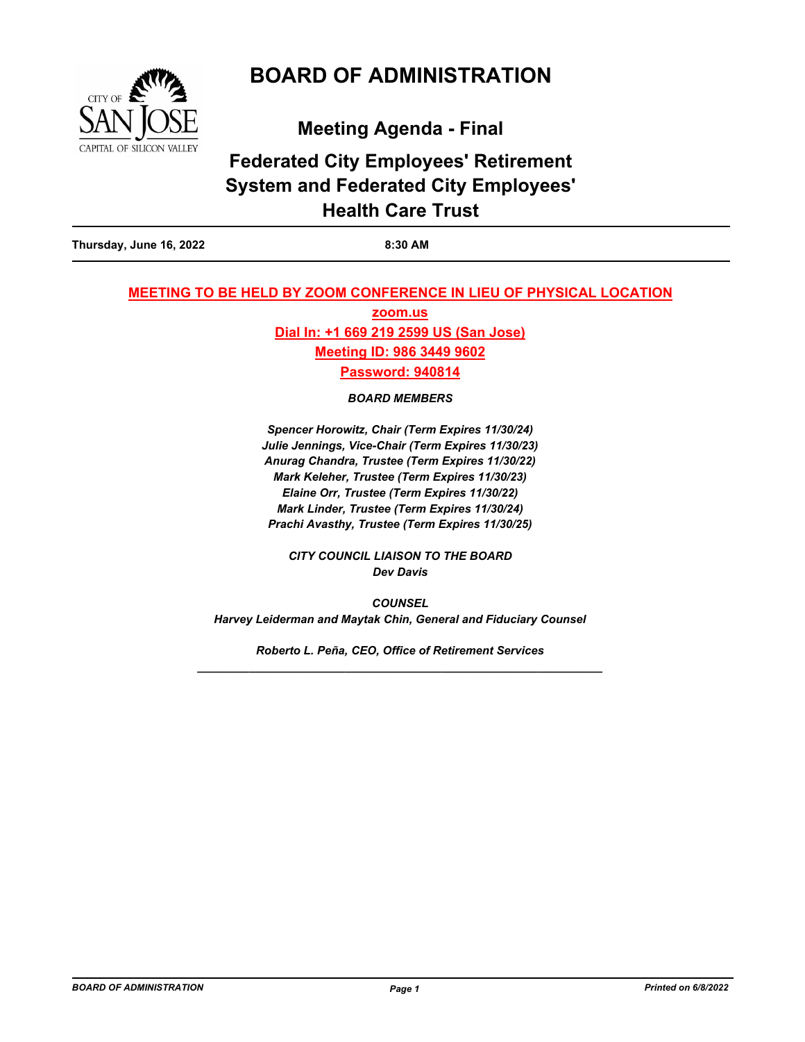# BOARD OF ADMINISTRATION

## Meeting Agenda - Final

## Federated City Employees' Retirement System and Federated City Employees' Health Care Trust

**Thursday, June 16, 2022** **8:30 AM**

**MEETING TO BE HELD BY ZOOM CONFERENCE IN LIEU OF PHYSICAL LOCATION**

**zoom.us**

**Dial In: +1 669 219 2599 US (San Jose)**

**Meeting ID: 986 3449 9602**

**Password: 940814**

***BOARD MEMBERS***

***Spencer Horowitz, Chair (Term Expires 11/30/24)***
***Julie Jennings, Vice-Chair (Term Expires 11/30/23)***
***Anurag Chandra, Trustee (Term Expires 11/30/22)***
***Mark Keleher, Trustee (Term Expires 11/30/23)***
***Elaine Orr, Trustee (Term Expires 11/30/22)***
***Mark Linder, Trustee (Term Expires 11/30/24)***
***Prachi Avasthy, Trustee (Term Expires 11/30/25)***

***CITY COUNCIL LIAISON TO THE BOARD***
***Dev Davis***

***COUNSEL***
***Harvey Leiderman and Maytak Chin, General and Fiduciary Counsel***

***Roberto L. Peña, CEO, Office of Retirement Services***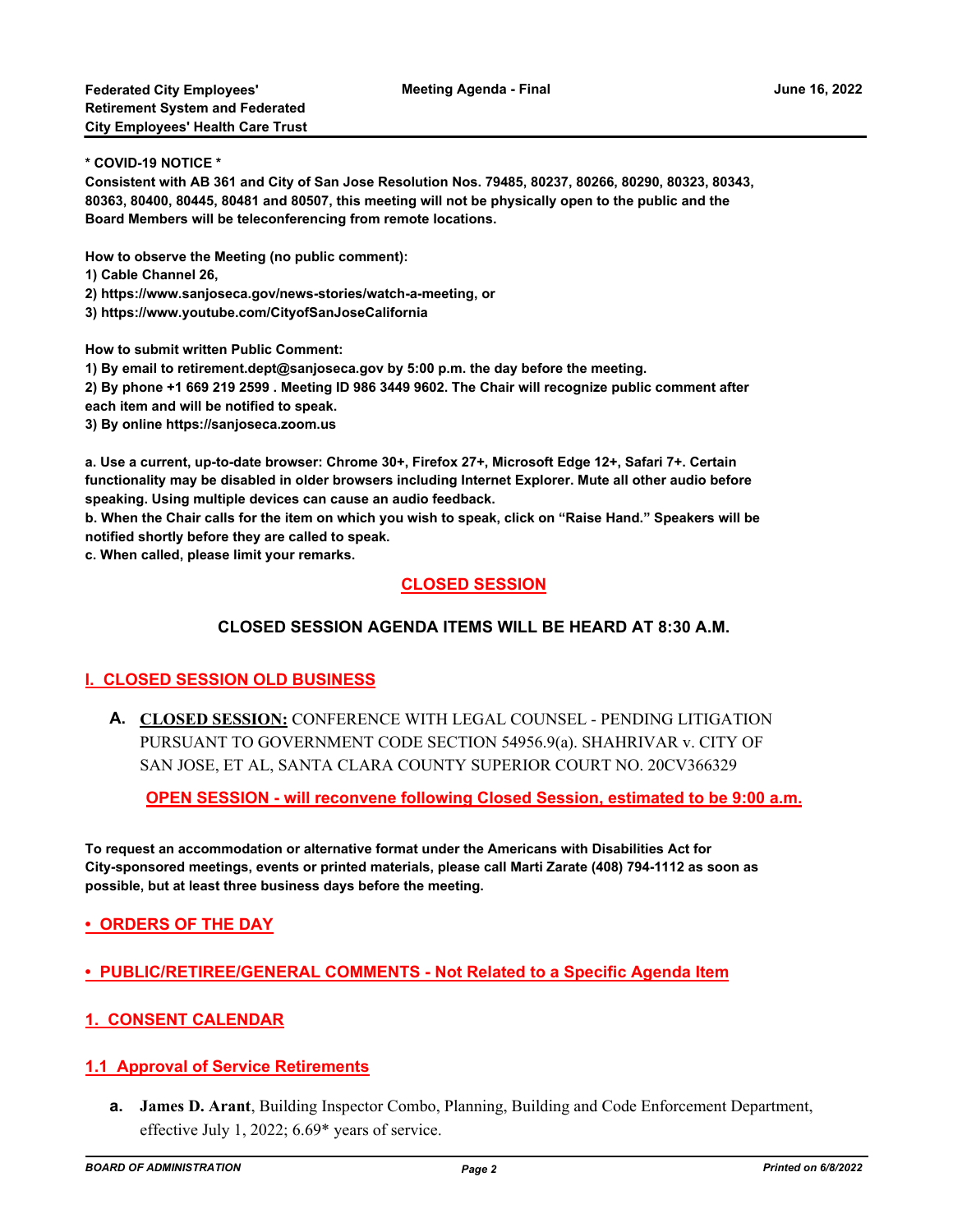**\* COVID-19 NOTICE \***

**Consistent with AB 361 and City of San Jose Resolution Nos. 79485, 80237, 80266, 80290, 80323, 80343, 80363, 80400, 80445, 80481 and 80507, this meeting will not be physically open to the public and the Board Members will be teleconferencing from remote locations.**

**How to observe the Meeting (no public comment):**
**1) Cable Channel 26,**
**2) https://www.sanjoseca.gov/news-stories/watch-a-meeting, or**
**3) https://www.youtube.com/CityofSanJoseCalifornia**

**How to submit written Public Comment:**
**1) By email to retirement.dept@sanjoseca.gov by 5:00 p.m. the day before the meeting.**
**2) By phone +1 669 219 2599 . Meeting ID 986 3449 9602. The Chair will recognize public comment after each item and will be notified to speak.**
**3) By online https://sanjoseca.zoom.us**

**a. Use a current, up-to-date browser: Chrome 30+, Firefox 27+, Microsoft Edge 12+, Safari 7+. Certain functionality may be disabled in older browsers including Internet Explorer. Mute all other audio before speaking. Using multiple devices can cause an audio feedback.**
**b. When the Chair calls for the item on which you wish to speak, click on "Raise Hand." Speakers will be notified shortly before they are called to speak.**
**c. When called, please limit your remarks.**

## CLOSED SESSION

### CLOSED SESSION AGENDA ITEMS WILL BE HEARD AT 8:30 A.M.

## I. CLOSED SESSION OLD BUSINESS

**A.** **CLOSED SESSION:** CONFERENCE WITH LEGAL COUNSEL - PENDING LITIGATION PURSUANT TO GOVERNMENT CODE SECTION 54956.9(a). SHAHRIVAR v. CITY OF SAN JOSE, ET AL, SANTA CLARA COUNTY SUPERIOR COURT NO. 20CV366329

**OPEN SESSION - will reconvene following Closed Session, estimated to be 9:00 a.m.**

**To request an accommodation or alternative format under the Americans with Disabilities Act for City-sponsored meetings, events or printed materials, please call Marti Zarate (408) 794-1112 as soon as possible, but at least three business days before the meeting.**

## • ORDERS OF THE DAY

## • PUBLIC/RETIREE/GENERAL COMMENTS - Not Related to a Specific Agenda Item

## 1. CONSENT CALENDAR

### 1.1 Approval of Service Retirements

**a.** **James D. Arant**, Building Inspector Combo, Planning, Building and Code Enforcement Department, effective July 1, 2022; 6.69* years of service.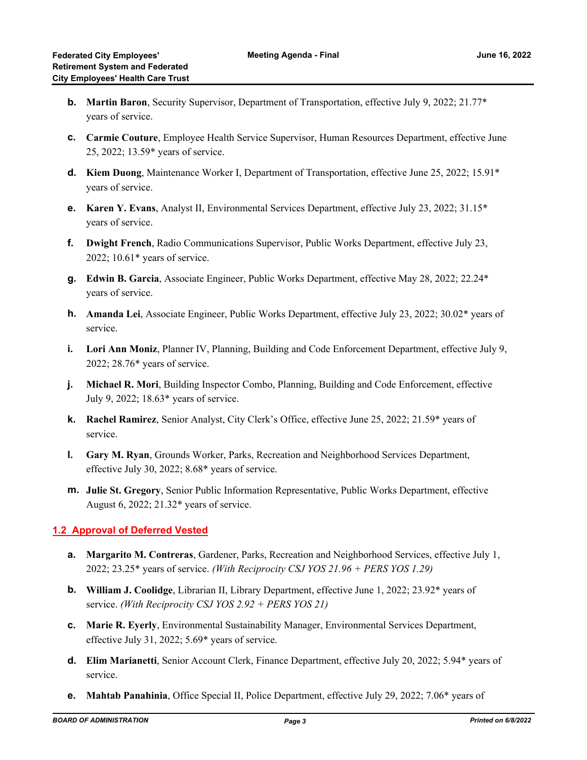b. **Martin Baron**, Security Supervisor, Department of Transportation, effective July 9, 2022; 21.77* years of service.

c. **Carmie Couture**, Employee Health Service Supervisor, Human Resources Department, effective June 25, 2022; 13.59* years of service.

d. **Kiem Duong**, Maintenance Worker I, Department of Transportation, effective June 25, 2022; 15.91* years of service.

e. **Karen Y. Evans**, Analyst II, Environmental Services Department, effective July 23, 2022; 31.15* years of service.

f. **Dwight French**, Radio Communications Supervisor, Public Works Department, effective July 23, 2022; 10.61* years of service.

g. **Edwin B. Garcia**, Associate Engineer, Public Works Department, effective May 28, 2022; 22.24* years of service.

h. **Amanda Lei**, Associate Engineer, Public Works Department, effective July 23, 2022; 30.02* years of service.

i. **Lori Ann Moniz**, Planner IV, Planning, Building and Code Enforcement Department, effective July 9, 2022; 28.76* years of service.

j. **Michael R. Mori**, Building Inspector Combo, Planning, Building and Code Enforcement, effective July 9, 2022; 18.63* years of service.

k. **Rachel Ramirez**, Senior Analyst, City Clerk's Office, effective June 25, 2022; 21.59* years of service.

l. **Gary M. Ryan**, Grounds Worker, Parks, Recreation and Neighborhood Services Department, effective July 30, 2022; 8.68* years of service.

m. **Julie St. Gregory**, Senior Public Information Representative, Public Works Department, effective August 6, 2022; 21.32* years of service.

## 1.2 Approval of Deferred Vested

a. **Margarito M. Contreras**, Gardener, Parks, Recreation and Neighborhood Services, effective July 1, 2022; 23.25* years of service. *(With Reciprocity CSJ YOS 21.96 + PERS YOS 1.29)*

b. **William J. Coolidge**, Librarian II, Library Department, effective June 1, 2022; 23.92* years of service. *(With Reciprocity CSJ YOS 2.92 + PERS YOS 21)*

c. **Marie R. Eyerly**, Environmental Sustainability Manager, Environmental Services Department, effective July 31, 2022; 5.69* years of service.

d. **Elim Marianetti**, Senior Account Clerk, Finance Department, effective July 20, 2022; 5.94* years of service.

e. **Mahtab Panahinia**, Office Special II, Police Department, effective July 29, 2022; 7.06* years of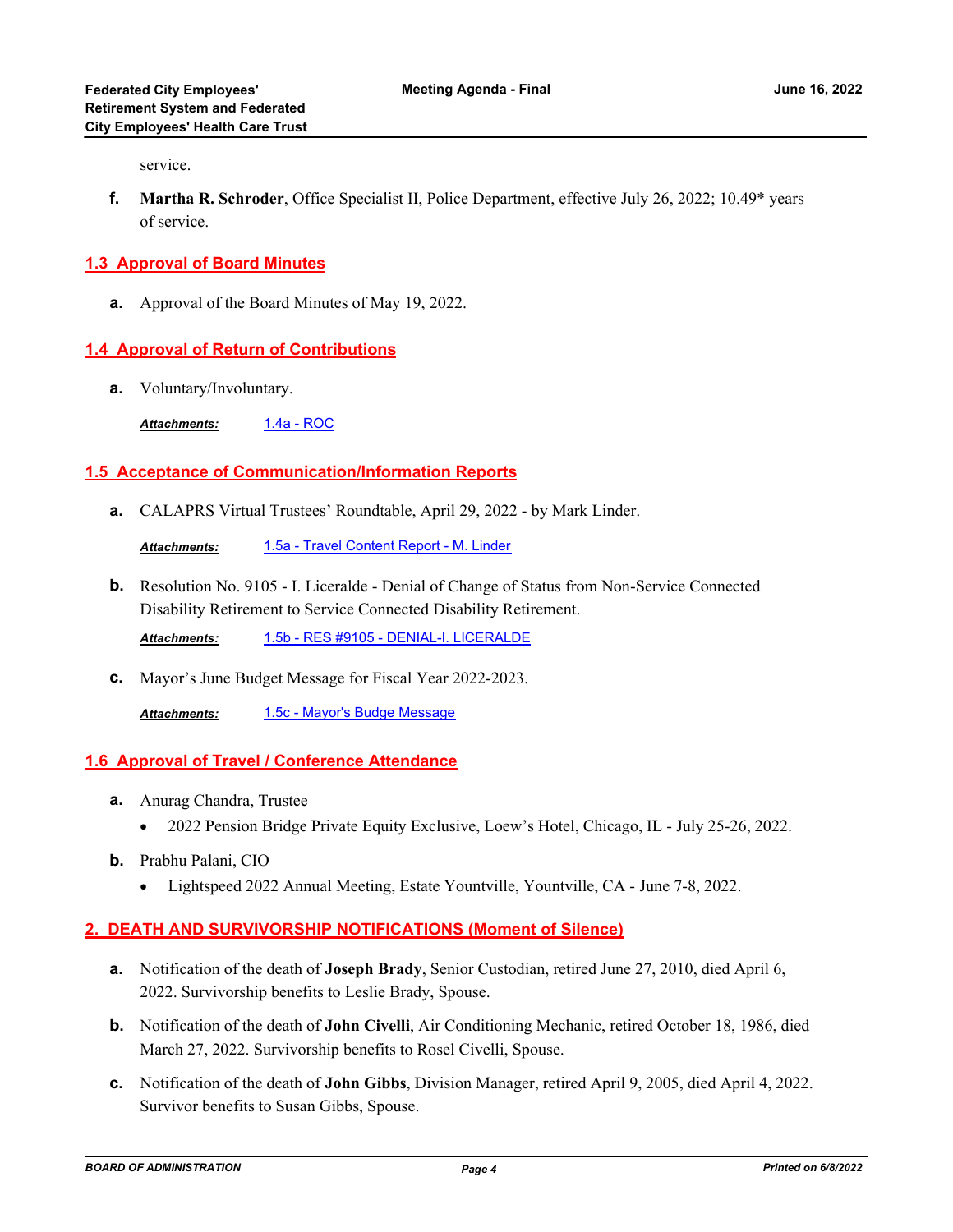service.

**f.** **Martha R. Schroder**, Office Specialist II, Police Department, effective July 26, 2022; 10.49* years of service.

## 1.3 Approval of Board Minutes

**a.** Approval of the Board Minutes of May 19, 2022.

## 1.4 Approval of Return of Contributions

**a.** Voluntary/Involuntary.

***Attachments:*** 1.4a - ROC

## 1.5 Acceptance of Communication/Information Reports

**a.** CALAPRS Virtual Trustees' Roundtable, April 29, 2022 - by Mark Linder.

***Attachments:*** 1.5a - Travel Content Report - M. Linder

**b.** Resolution No. 9105 - I. Liceralde - Denial of Change of Status from Non-Service Connected Disability Retirement to Service Connected Disability Retirement.

***Attachments:*** 1.5b - RES #9105 - DENIAL-I. LICERALDE

**c.** Mayor's June Budget Message for Fiscal Year 2022-2023.

***Attachments:*** 1.5c - Mayor's Budge Message

## 1.6 Approval of Travel / Conference Attendance

**a.** Anurag Chandra, Trustee

- 2022 Pension Bridge Private Equity Exclusive, Loew's Hotel, Chicago, IL - July 25-26, 2022.

**b.** Prabhu Palani, CIO

- Lightspeed 2022 Annual Meeting, Estate Yountville, Yountville, CA - June 7-8, 2022.

## 2. DEATH AND SURVIVORSHIP NOTIFICATIONS (Moment of Silence)

**a.** Notification of the death of **Joseph Brady**, Senior Custodian, retired June 27, 2010, died April 6, 2022. Survivorship benefits to Leslie Brady, Spouse.

**b.** Notification of the death of **John Civelli**, Air Conditioning Mechanic, retired October 18, 1986, died March 27, 2022. Survivorship benefits to Rosel Civelli, Spouse.

**c.** Notification of the death of **John Gibbs**, Division Manager, retired April 9, 2005, died April 4, 2022. Survivor benefits to Susan Gibbs, Spouse.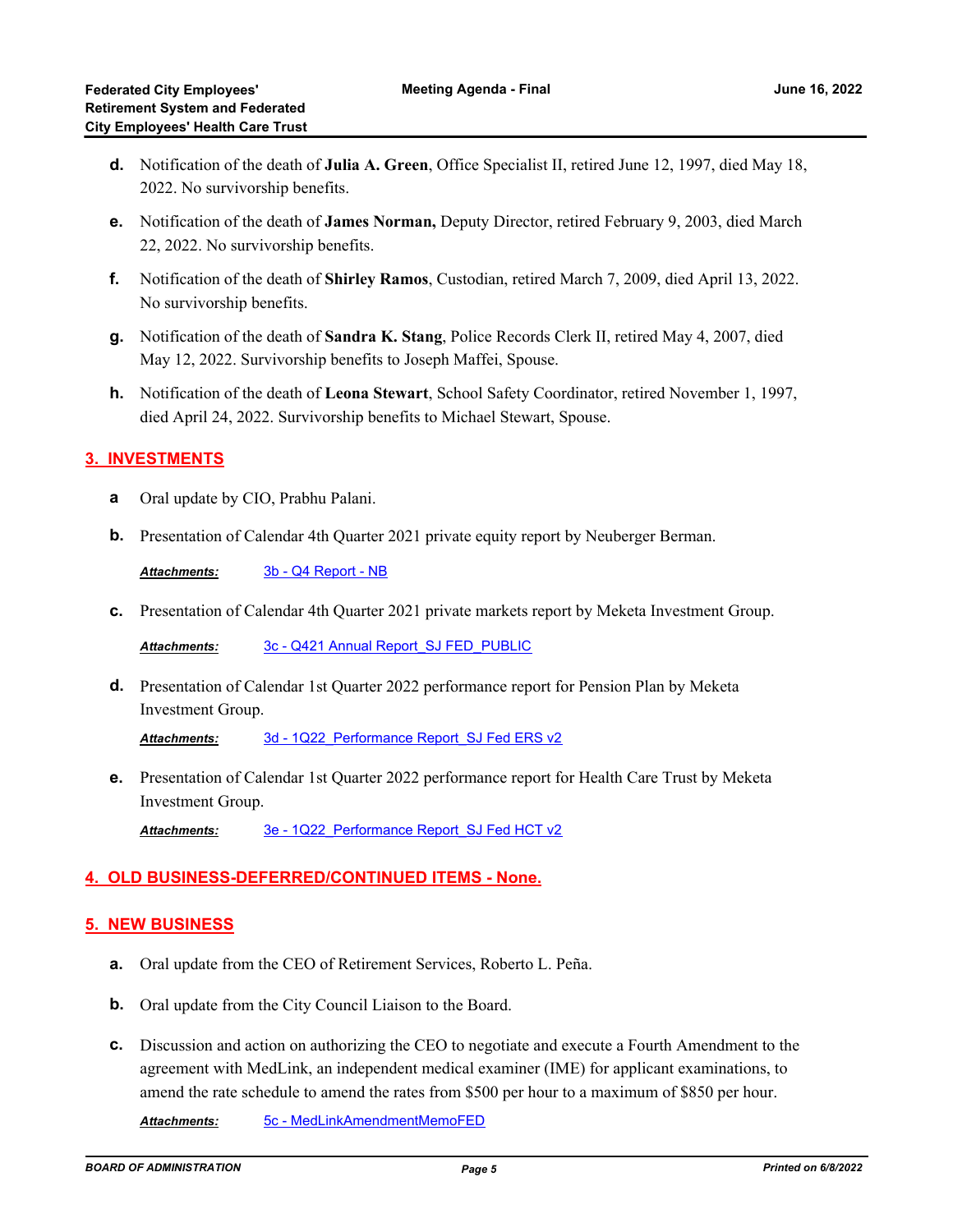**d.** Notification of the death of **Julia A. Green**, Office Specialist II, retired June 12, 1997, died May 18, 2022. No survivorship benefits.

**e.** Notification of the death of **James Norman,** Deputy Director, retired February 9, 2003, died March 22, 2022. No survivorship benefits.

**f.** Notification of the death of **Shirley Ramos**, Custodian, retired March 7, 2009, died April 13, 2022. No survivorship benefits.

**g.** Notification of the death of **Sandra K. Stang**, Police Records Clerk II, retired May 4, 2007, died May 12, 2022. Survivorship benefits to Joseph Maffei, Spouse.

**h.** Notification of the death of **Leona Stewart**, School Safety Coordinator, retired November 1, 1997, died April 24, 2022. Survivorship benefits to Michael Stewart, Spouse.

## 3. INVESTMENTS

**a** Oral update by CIO, Prabhu Palani.

**b.** Presentation of Calendar 4th Quarter 2021 private equity report by Neuberger Berman.

***Attachments:*** 3b - Q4 Report - NB

**c.** Presentation of Calendar 4th Quarter 2021 private markets report by Meketa Investment Group.

***Attachments:*** 3c - Q421 Annual Report_SJ FED_PUBLIC

**d.** Presentation of Calendar 1st Quarter 2022 performance report for Pension Plan by Meketa Investment Group.

***Attachments:*** 3d - 1Q22_Performance Report_SJ Fed ERS v2

**e.** Presentation of Calendar 1st Quarter 2022 performance report for Health Care Trust by Meketa Investment Group.

***Attachments:*** 3e - 1Q22_Performance Report_SJ Fed HCT v2

## 4. OLD BUSINESS-DEFERRED/CONTINUED ITEMS - None.

## 5. NEW BUSINESS

**a.** Oral update from the CEO of Retirement Services, Roberto L. Peña.

**b.** Oral update from the City Council Liaison to the Board.

**c.** Discussion and action on authorizing the CEO to negotiate and execute a Fourth Amendment to the agreement with MedLink, an independent medical examiner (IME) for applicant examinations, to amend the rate schedule to amend the rates from $500 per hour to a maximum of $850 per hour.

***Attachments:*** 5c - MedLinkAmendmentMemoFED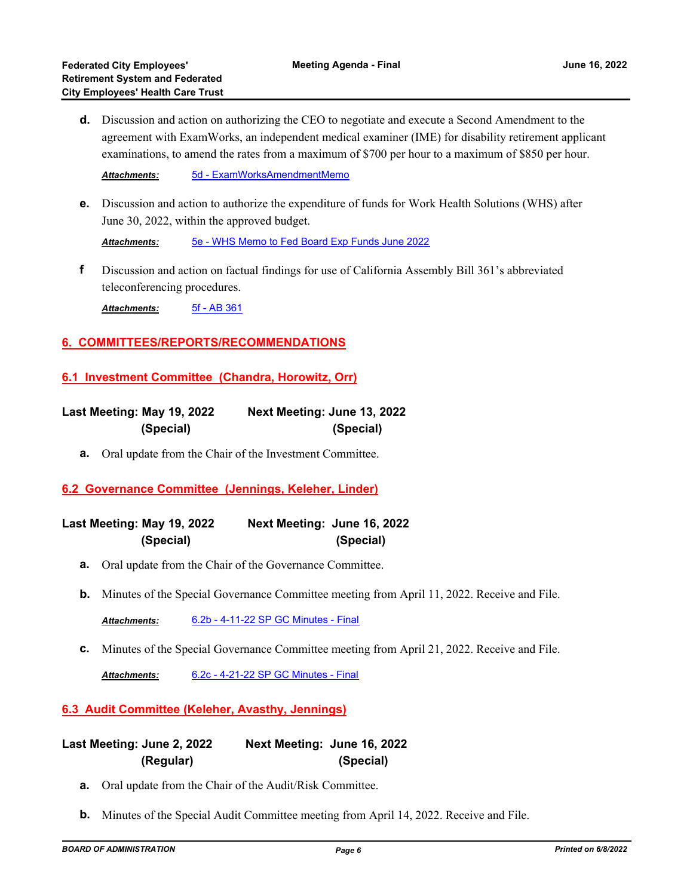**d.** Discussion and action on authorizing the CEO to negotiate and execute a Second Amendment to the agreement with ExamWorks, an independent medical examiner (IME) for disability retirement applicant examinations, to amend the rates from a maximum of $700 per hour to a maximum of $850 per hour.

***Attachments:*** 5d - ExamWorksAmendmentMemo

**e.** Discussion and action to authorize the expenditure of funds for Work Health Solutions (WHS) after June 30, 2022, within the approved budget.

***Attachments:*** 5e - WHS Memo to Fed Board Exp Funds June 2022

**f** Discussion and action on factual findings for use of California Assembly Bill 361's abbreviated teleconferencing procedures.

***Attachments:*** 5f - AB 361

## 6. COMMITTEES/REPORTS/RECOMMENDATIONS

### 6.1 Investment Committee (Chandra, Horowitz, Orr)

**Last Meeting: May 19, 2022 (Special)** **Next Meeting: June 13, 2022 (Special)**

**a.** Oral update from the Chair of the Investment Committee.

### 6.2 Governance Committee (Jennings, Keleher, Linder)

**Last Meeting: May 19, 2022 (Special)** **Next Meeting: June 16, 2022 (Special)**

**a.** Oral update from the Chair of the Governance Committee.

**b.** Minutes of the Special Governance Committee meeting from April 11, 2022. Receive and File.

***Attachments:*** 6.2b - 4-11-22 SP GC Minutes - Final

**c.** Minutes of the Special Governance Committee meeting from April 21, 2022. Receive and File.

***Attachments:*** 6.2c - 4-21-22 SP GC Minutes - Final

### 6.3 Audit Committee (Keleher, Avasthy, Jennings)

**Last Meeting: June 2, 2022 (Regular)** **Next Meeting: June 16, 2022 (Special)**

**a.** Oral update from the Chair of the Audit/Risk Committee.

**b.** Minutes of the Special Audit Committee meeting from April 14, 2022. Receive and File.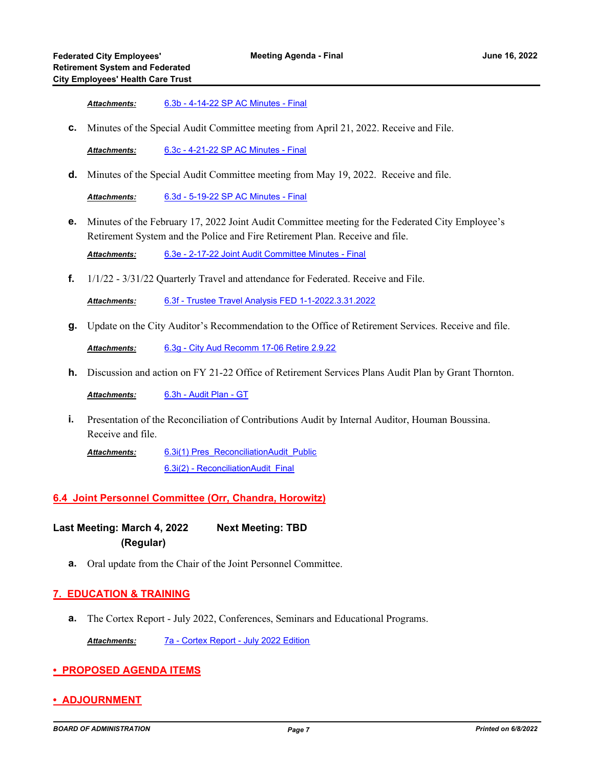***Attachments:*** 6.3b - 4-14-22 SP AC Minutes - Final

**c.** Minutes of the Special Audit Committee meeting from April 21, 2022. Receive and File.

***Attachments:*** 6.3c - 4-21-22 SP AC Minutes - Final

**d.** Minutes of the Special Audit Committee meeting from May 19, 2022. Receive and file.

***Attachments:*** 6.3d - 5-19-22 SP AC Minutes - Final

**e.** Minutes of the February 17, 2022 Joint Audit Committee meeting for the Federated City Employee's Retirement System and the Police and Fire Retirement Plan. Receive and file.

***Attachments:*** 6.3e - 2-17-22 Joint Audit Committee Minutes - Final

**f.** 1/1/22 - 3/31/22 Quarterly Travel and attendance for Federated. Receive and File.

***Attachments:*** 6.3f - Trustee Travel Analysis FED 1-1-2022.3.31.2022

**g.** Update on the City Auditor's Recommendation to the Office of Retirement Services. Receive and file.

***Attachments:*** 6.3g - City Aud Recomm 17-06 Retire 2.9.22

**h.** Discussion and action on FY 21-22 Office of Retirement Services Plans Audit Plan by Grant Thornton.

***Attachments:*** 6.3h - Audit Plan - GT

**i.** Presentation of the Reconciliation of Contributions Audit by Internal Auditor, Houman Boussina. Receive and file.

***Attachments:*** 6.3i(1) Pres_ReconciliationAudit_Public
6.3i(2) - ReconciliationAudit_Final

## 6.4 Joint Personnel Committee (Orr, Chandra, Horowitz)

**Last Meeting: March 4, 2022 (Regular)** **Next Meeting: TBD**

**a.** Oral update from the Chair of the Joint Personnel Committee.

## 7. EDUCATION & TRAINING

**a.** The Cortex Report - July 2022, Conferences, Seminars and Educational Programs.

***Attachments:*** 7a - Cortex Report - July 2022 Edition

## • PROPOSED AGENDA ITEMS

## • ADJOURNMENT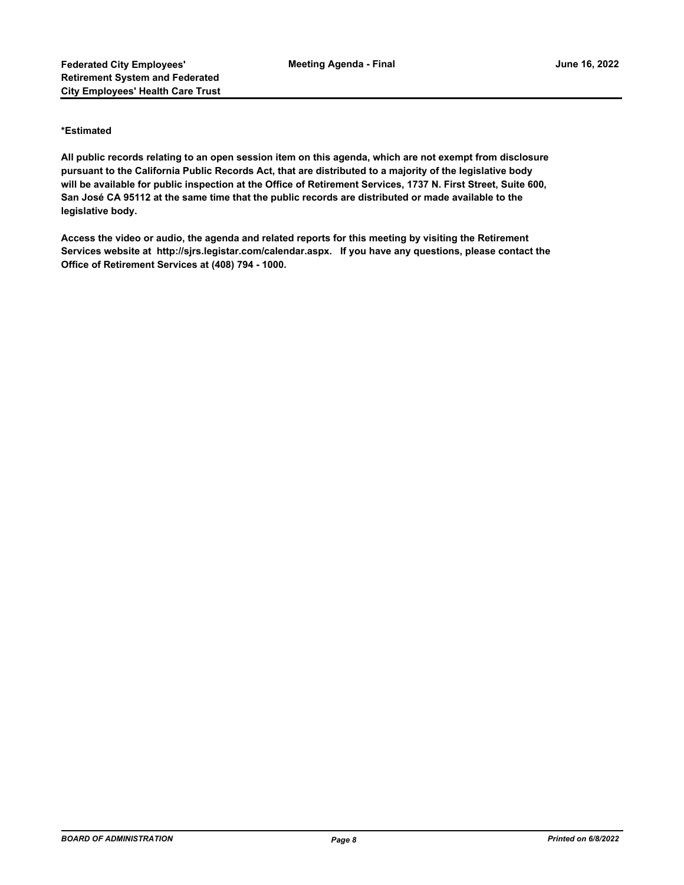**\*Estimated**

**All public records relating to an open session item on this agenda, which are not exempt from disclosure pursuant to the California Public Records Act, that are distributed to a majority of the legislative body will be available for public inspection at the Office of Retirement Services, 1737 N. First Street, Suite 600, San José CA 95112 at the same time that the public records are distributed or made available to the legislative body.**

**Access the video or audio, the agenda and related reports for this meeting by visiting the Retirement Services website at http://sjrs.legistar.com/calendar.aspx. If you have any questions, please contact the Office of Retirement Services at (408) 794 - 1000.**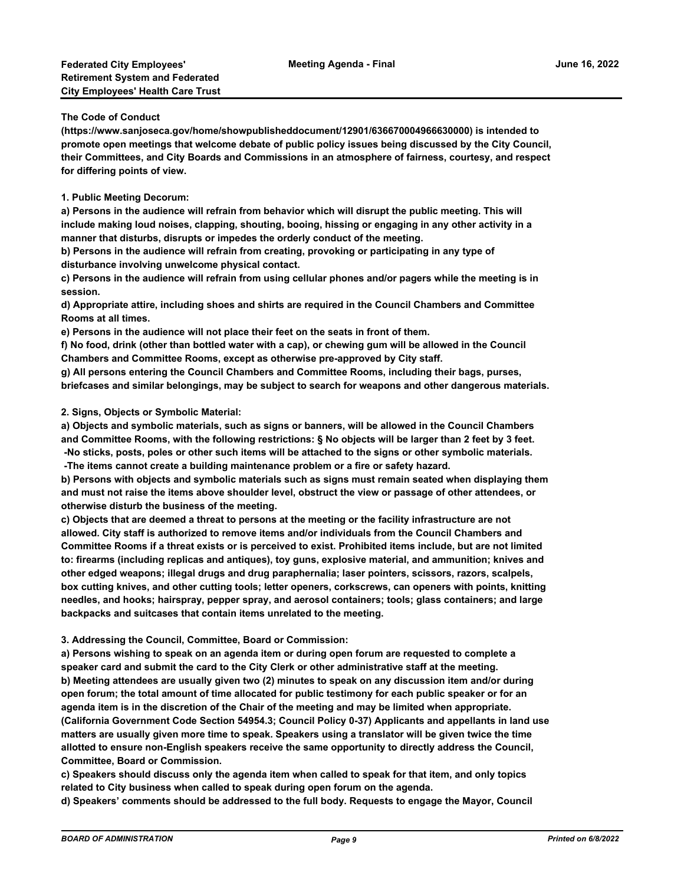**The Code of Conduct (https://www.sanjoseca.gov/home/showpublisheddocument/12901/636670004966630000) is intended to promote open meetings that welcome debate of public policy issues being discussed by the City Council, their Committees, and City Boards and Commissions in an atmosphere of fairness, courtesy, and respect for differing points of view.**

**1. Public Meeting Decorum:**

**a) Persons in the audience will refrain from behavior which will disrupt the public meeting. This will include making loud noises, clapping, shouting, booing, hissing or engaging in any other activity in a manner that disturbs, disrupts or impedes the orderly conduct of the meeting.**

**b) Persons in the audience will refrain from creating, provoking or participating in any type of disturbance involving unwelcome physical contact.**

**c) Persons in the audience will refrain from using cellular phones and/or pagers while the meeting is in session.**

**d) Appropriate attire, including shoes and shirts are required in the Council Chambers and Committee Rooms at all times.**

**e) Persons in the audience will not place their feet on the seats in front of them.**

**f) No food, drink (other than bottled water with a cap), or chewing gum will be allowed in the Council Chambers and Committee Rooms, except as otherwise pre-approved by City staff.**

**g) All persons entering the Council Chambers and Committee Rooms, including their bags, purses, briefcases and similar belongings, may be subject to search for weapons and other dangerous materials.**

**2. Signs, Objects or Symbolic Material:**

**a) Objects and symbolic materials, such as signs or banners, will be allowed in the Council Chambers and Committee Rooms, with the following restrictions: § No objects will be larger than 2 feet by 3 feet.**
**-No sticks, posts, poles or other such items will be attached to the signs or other symbolic materials.**
**-The items cannot create a building maintenance problem or a fire or safety hazard.**

**b) Persons with objects and symbolic materials such as signs must remain seated when displaying them and must not raise the items above shoulder level, obstruct the view or passage of other attendees, or otherwise disturb the business of the meeting.**

**c) Objects that are deemed a threat to persons at the meeting or the facility infrastructure are not allowed. City staff is authorized to remove items and/or individuals from the Council Chambers and Committee Rooms if a threat exists or is perceived to exist. Prohibited items include, but are not limited to: firearms (including replicas and antiques), toy guns, explosive material, and ammunition; knives and other edged weapons; illegal drugs and drug paraphernalia; laser pointers, scissors, razors, scalpels, box cutting knives, and other cutting tools; letter openers, corkscrews, can openers with points, knitting needles, and hooks; hairspray, pepper spray, and aerosol containers; tools; glass containers; and large backpacks and suitcases that contain items unrelated to the meeting.**

**3. Addressing the Council, Committee, Board or Commission:**

**a) Persons wishing to speak on an agenda item or during open forum are requested to complete a speaker card and submit the card to the City Clerk or other administrative staff at the meeting.**

**b) Meeting attendees are usually given two (2) minutes to speak on any discussion item and/or during open forum; the total amount of time allocated for public testimony for each public speaker or for an agenda item is in the discretion of the Chair of the meeting and may be limited when appropriate. (California Government Code Section 54954.3; Council Policy 0-37) Applicants and appellants in land use matters are usually given more time to speak. Speakers using a translator will be given twice the time allotted to ensure non-English speakers receive the same opportunity to directly address the Council, Committee, Board or Commission.**

**c) Speakers should discuss only the agenda item when called to speak for that item, and only topics related to City business when called to speak during open forum on the agenda.**

**d) Speakers' comments should be addressed to the full body. Requests to engage the Mayor, Council**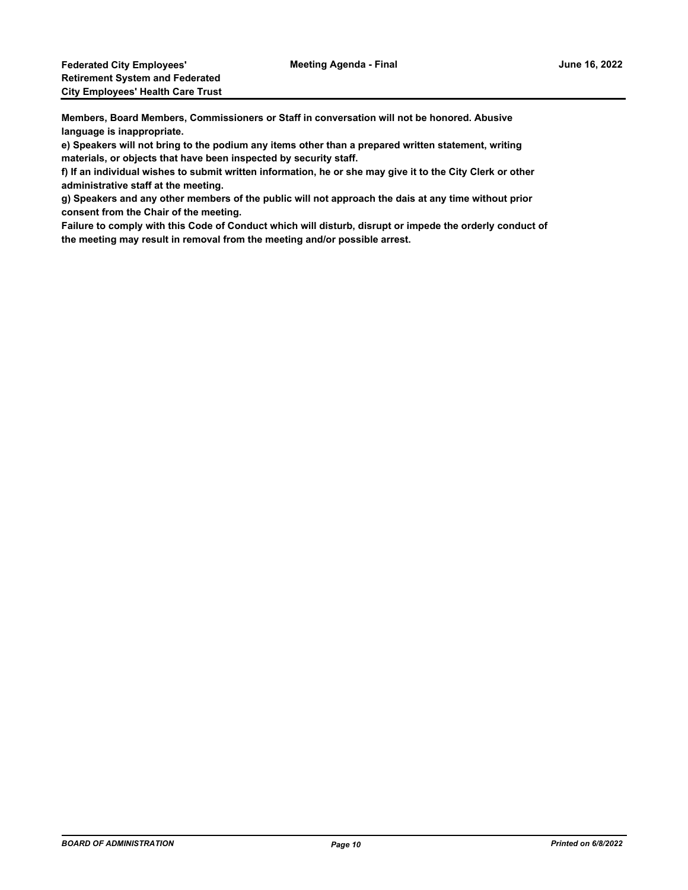**Members, Board Members, Commissioners or Staff in conversation will not be honored. Abusive language is inappropriate.**

**e) Speakers will not bring to the podium any items other than a prepared written statement, writing materials, or objects that have been inspected by security staff.**

**f) If an individual wishes to submit written information, he or she may give it to the City Clerk or other administrative staff at the meeting.**

**g) Speakers and any other members of the public will not approach the dais at any time without prior consent from the Chair of the meeting.**

**Failure to comply with this Code of Conduct which will disturb, disrupt or impede the orderly conduct of the meeting may result in removal from the meeting and/or possible arrest.**